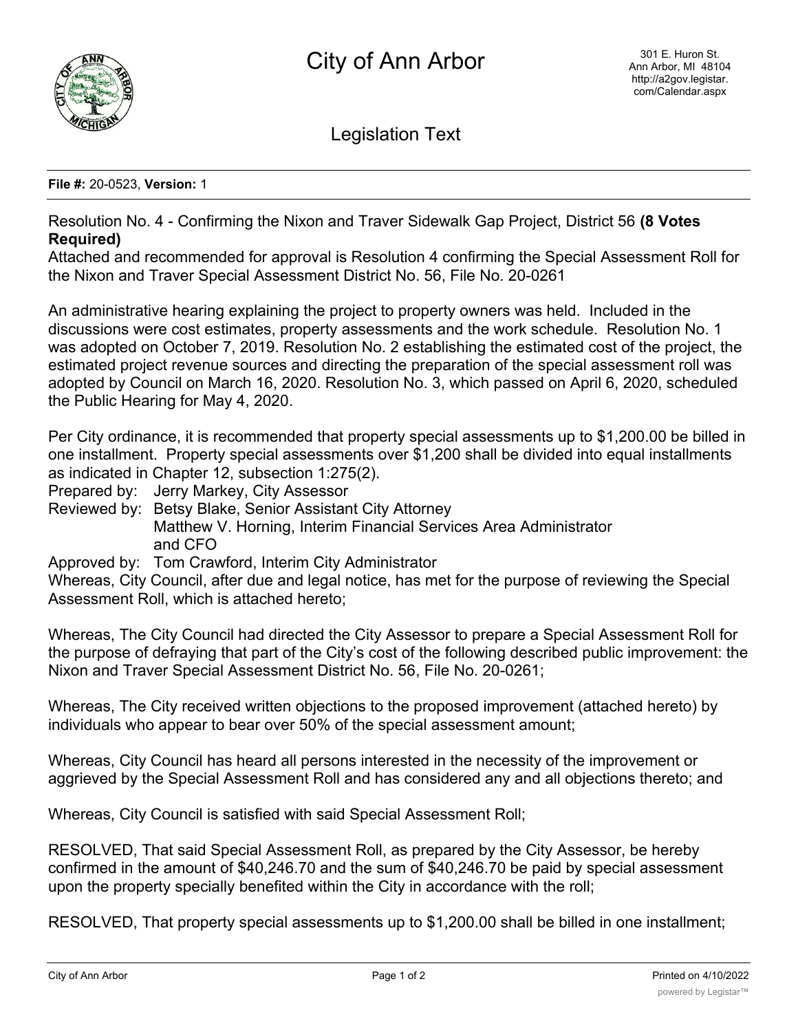# City of Ann Arbor

301 E. Huron St.
Ann Arbor, MI 48104
http://a2gov.legistar.com/Calendar.aspx

## Legislation Text

**File #:** 20-0523, **Version:** 1

Resolution No. 4 - Confirming the Nixon and Traver Sidewalk Gap Project, District 56 **(8 Votes Required)**

Attached and recommended for approval is Resolution 4 confirming the Special Assessment Roll for the Nixon and Traver Special Assessment District No. 56, File No. 20-0261

An administrative hearing explaining the project to property owners was held. Included in the discussions were cost estimates, property assessments and the work schedule. Resolution No. 1 was adopted on October 7, 2019. Resolution No. 2 establishing the estimated cost of the project, the estimated project revenue sources and directing the preparation of the special assessment roll was adopted by Council on March 16, 2020. Resolution No. 3, which passed on April 6, 2020, scheduled the Public Hearing for May 4, 2020.

Per City ordinance, it is recommended that property special assessments up to $1,200.00 be billed in one installment. Property special assessments over $1,200 shall be divided into equal installments as indicated in Chapter 12, subsection 1:275(2).

Prepared by: Jerry Markey, City Assessor
Reviewed by: Betsy Blake, Senior Assistant City Attorney
Matthew V. Horning, Interim Financial Services Area Administrator and CFO
Approved by: Tom Crawford, Interim City Administrator

Whereas, City Council, after due and legal notice, has met for the purpose of reviewing the Special Assessment Roll, which is attached hereto;

Whereas, The City Council had directed the City Assessor to prepare a Special Assessment Roll for the purpose of defraying that part of the City's cost of the following described public improvement: the Nixon and Traver Special Assessment District No. 56, File No. 20-0261;

Whereas, The City received written objections to the proposed improvement (attached hereto) by individuals who appear to bear over 50% of the special assessment amount;

Whereas, City Council has heard all persons interested in the necessity of the improvement or aggrieved by the Special Assessment Roll and has considered any and all objections thereto; and

Whereas, City Council is satisfied with said Special Assessment Roll;

RESOLVED, That said Special Assessment Roll, as prepared by the City Assessor, be hereby confirmed in the amount of $40,246.70 and the sum of $40,246.70 be paid by special assessment upon the property specially benefited within the City in accordance with the roll;

RESOLVED, That property special assessments up to $1,200.00 shall be billed in one installment;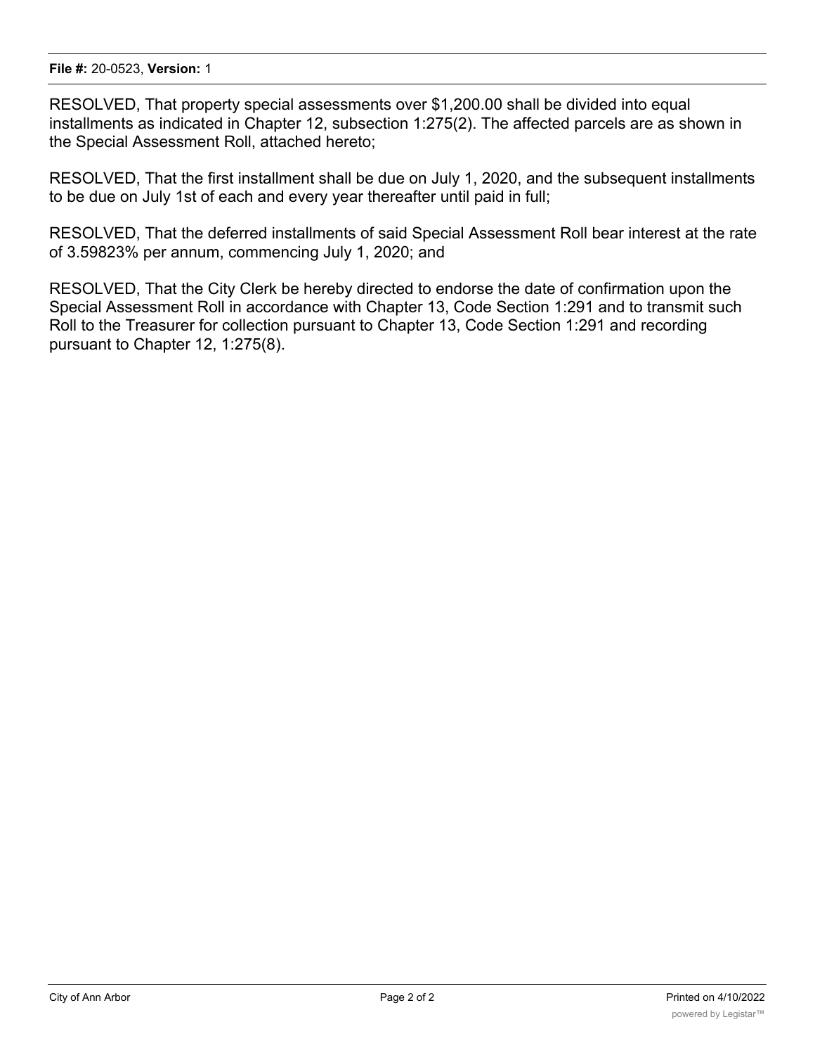RESOLVED, That property special assessments over $1,200.00 shall be divided into equal installments as indicated in Chapter 12, subsection 1:275(2). The affected parcels are as shown in the Special Assessment Roll, attached hereto;

RESOLVED, That the first installment shall be due on July 1, 2020, and the subsequent installments to be due on July 1st of each and every year thereafter until paid in full;

RESOLVED, That the deferred installments of said Special Assessment Roll bear interest at the rate of 3.59823% per annum, commencing July 1, 2020; and

RESOLVED, That the City Clerk be hereby directed to endorse the date of confirmation upon the Special Assessment Roll in accordance with Chapter 13, Code Section 1:291 and to transmit such Roll to the Treasurer for collection pursuant to Chapter 13, Code Section 1:291 and recording pursuant to Chapter 12, 1:275(8).